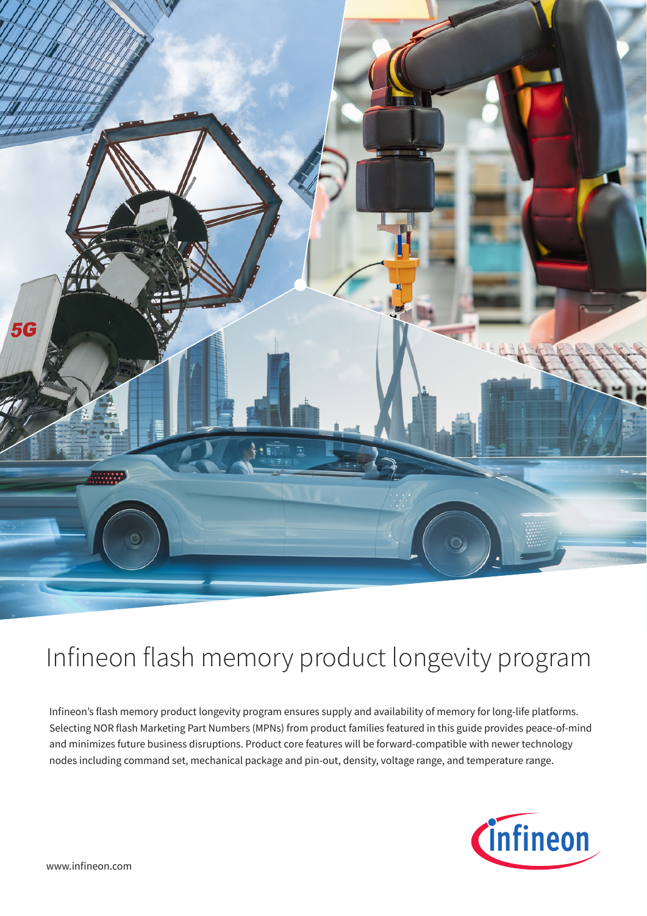# Infineon flash memory product longevity program

Infineon's flash memory product longevity program ensures supply and availability of memory for long-life platforms. Selecting NOR flash Marketing Part Numbers (MPNs) from product families featured in this guide provides peace-of-mind and minimizes future business disruptions. Product core features will be forward-compatible with newer technology nodes including command set, mechanical package and pin-out, density, voltage range, and temperature range.

www.infineon.com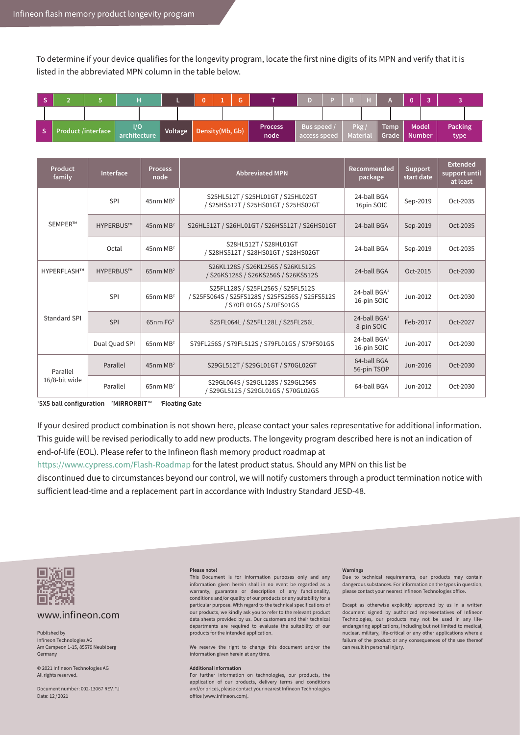To determine if your device qualifies for the longevity program, locate the first nine digits of its MPN and verify that it is listed in the abbreviated MPN column in the table below.

| S | 2 | 5 | H | L | 0 | 1 | G | T | D | P | B | H | A | 0 | 3 | 3 |
|---|---|---|---|---|---|---|---|---|---|---|---|---|---|---|---|---|
| S | Product /interface | | I/O architecture | Voltage | Density(Mb, Gb) | | | Process node | Bus speed / access speed | | Pkg / Material | | Temp Grade | Model Number | | Packing type |

| Product family | Interface | Process node | Abbreviated MPN | Recommended package | Support start date | Extended support until at least |
|---|---|---|---|---|---|---|
| SEMPER™ | SPI | 45nm MB[2] | S25HL512T / S25HL01GT / S25HL02GT / S25HS512T / S25HS01GT / S25HS02GT | 24-ball BGA 16pin SOIC | Sep-2019 | Oct-2035 |
| | HYPERBUS™ | 45nm MB[2] | S26HL512T / S26HL01GT / S26HS512T / S26HS01GT | 24-ball BGA | Sep-2019 | Oct-2035 |
| | Octal | 45nm MB[2] | S28HL512T / S28HL01GT / S28HS512T / S28HS01GT / S28HS02GT | 24-ball BGA | Sep-2019 | Oct-2035 |
| HYPERFLASH™ | HYPERBUS™ | 65nm MB[2] | S26KL128S / S26KL256S / S26KL512S / S26KS128S / S26KS256S / S26KS512S | 24-ball BGA | Oct-2015 | Oct-2030 |
| Standard SPI | SPI | 65nm MB[2] | S25FL128S / S25FL256S / S25FL512S / S25FS064S / S25FS128S / S25FS256S / S25FS512S / S70FL01GS / S70FS01GS | 24-ball BGA[1] 16-pin SOIC | Jun-2012 | Oct-2030 |
| | SPI | 65nm FG[3] | S25FL064L / S25FL128L / S25FL256L | 24-ball BGA[1] 8-pin SOIC | Feb-2017 | Oct-2027 |
| | Dual Quad SPI | 65nm MB[2] | S79FL256S / S79FL512S / S79FL01GS / S79FS01GS | 24-ball BGA[1] 16-pin SOIC | Jun-2017 | Oct-2030 |
| Parallel 16/8-bit wide | Parallel | 45nm MB[2] | S29GL512T / S29GL01GT / S70GL02GT | 64-ball BGA 56-pin TSOP | Jun-2016 | Oct-2030 |
| | Parallel | 65nm MB[2] | S29GL064S / S29GL128S / S29GL256S / S29GL512S / S29GL01GS / S70GL02GS | 64-ball BGA | Jun-2012 | Oct-2030 |

**[1]5X5 ball configuration [2]MIRRORBIT™ [3]Floating Gate**

If your desired product combination is not shown here, please contact your sales representative for additional information. This guide will be revised periodically to add new products. The longevity program described here is not an indication of end-of-life (EOL). Please refer to the Infineon flash memory product roadmap at https://www.cypress.com/Flash-Roadmap for the latest product status. Should any MPN on this list be discontinued due to circumstances beyond our control, we will notify customers through a product termination notice with sufficient lead-time and a replacement part in accordance with Industry Standard JESD-48.

www.infineon.com

Published by
Infineon Technologies AG
Am Campeon 1-15, 85579 Neubiberg
Germany

© 2021 Infineon Technologies AG
All rights reserved.

Document number: 002-13067 REV. *J
Date: 12 / 2021

**Please note!**

This Document is for information purposes only and any information given herein shall in no event be regarded as a warranty, guarantee or description of any functionality, conditions and/or quality of our products or any suitability for a particular purpose. With regard to the technical specifications of our products, we kindly ask you to refer to the relevant product data sheets provided by us. Our customers and their technical departments are required to evaluate the suitability of our products for the intended application.

We reserve the right to change this document and/or the information given herein at any time.

**Additional information**

For further information on technologies, our products, the application of our products, delivery terms and conditions and/or prices, please contact your nearest Infineon Technologies office (www.infineon.com).

**Warnings**

Due to technical requirements, our products may contain dangerous substances. For information on the types in question, please contact your nearest Infineon Technologies office.

Except as otherwise explicitly approved by us in a written document signed by authorized representatives of Infineon Technologies, our products may not be used in any life-endangering applications, including but not limited to medical, nuclear, military, life-critical or any other applications where a failure of the product or any consequences of the use thereof can result in personal injury.